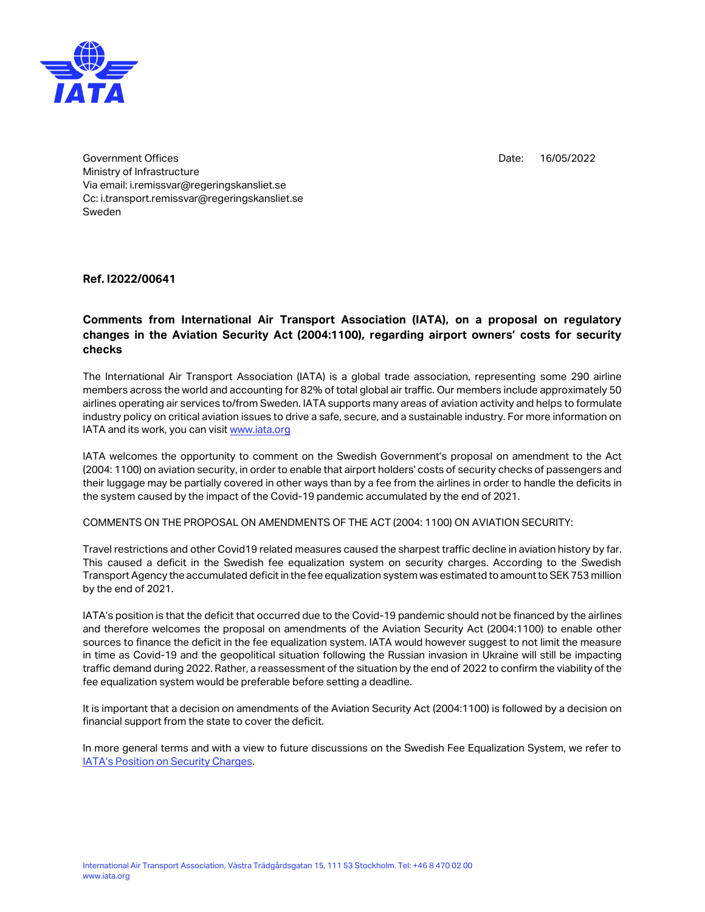Government Offices
Ministry of Infrastructure
Via email: i.remissvar@regeringskansliet.se
Cc: i.transport.remissvar@regeringskansliet.se
Sweden

Date: 16/05/2022

**Ref. I2022/00641**

**Comments from International Air Transport Association (IATA), on a proposal on regulatory changes in the Aviation Security Act (2004:1100), regarding airport owners' costs for security checks**

The International Air Transport Association (IATA) is a global trade association, representing some 290 airline members across the world and accounting for 82% of total global air traffic. Our members include approximately 50 airlines operating air services to/from Sweden. IATA supports many areas of aviation activity and helps to formulate industry policy on critical aviation issues to drive a safe, secure, and a sustainable industry. For more information on IATA and its work, you can visit [www.iata.org](http://www.iata.org)

IATA welcomes the opportunity to comment on the Swedish Government's proposal on amendment to the Act (2004: 1100) on aviation security, in order to enable that airport holders' costs of security checks of passengers and their luggage may be partially covered in other ways than by a fee from the airlines in order to handle the deficits in the system caused by the impact of the Covid-19 pandemic accumulated by the end of 2021.

COMMENTS ON THE PROPOSAL ON AMENDMENTS OF THE ACT (2004: 1100) ON AVIATION SECURITY:

Travel restrictions and other Covid19 related measures caused the sharpest traffic decline in aviation history by far. This caused a deficit in the Swedish fee equalization system on security charges. According to the Swedish Transport Agency the accumulated deficit in the fee equalization system was estimated to amount to SEK 753 million by the end of 2021.

IATA's position is that the deficit that occurred due to the Covid-19 pandemic should not be financed by the airlines and therefore welcomes the proposal on amendments of the Aviation Security Act (2004:1100) to enable other sources to finance the deficit in the fee equalization system. IATA would however suggest to not limit the measure in time as Covid-19 and the geopolitical situation following the Russian invasion in Ukraine will still be impacting traffic demand during 2022. Rather, a reassessment of the situation by the end of 2022 to confirm the viability of the fee equalization system would be preferable before setting a deadline.

It is important that a decision on amendments of the Aviation Security Act (2004:1100) is followed by a decision on financial support from the state to cover the deficit.

In more general terms and with a view to future discussions on the Swedish Fee Equalization System, we refer to IATA's Position on Security Charges.

International Air Transport Association, Västra Trädgårdsgatan 15, 111 53 Stockholm. Tel: +46 8 470 02 00
www.iata.org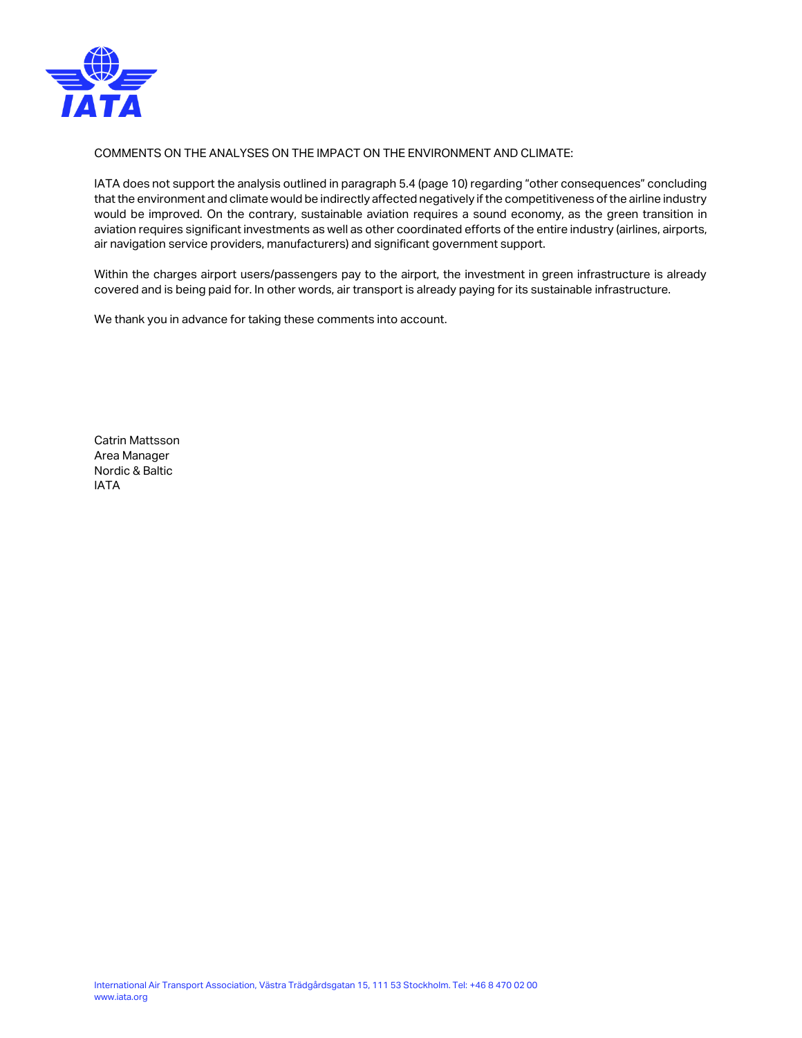COMMENTS ON THE ANALYSES ON THE IMPACT ON THE ENVIRONMENT AND CLIMATE:

IATA does not support the analysis outlined in paragraph 5.4 (page 10) regarding "other consequences" concluding that the environment and climate would be indirectly affected negatively if the competitiveness of the airline industry would be improved. On the contrary, sustainable aviation requires a sound economy, as the green transition in aviation requires significant investments as well as other coordinated efforts of the entire industry (airlines, airports, air navigation service providers, manufacturers) and significant government support.

Within the charges airport users/passengers pay to the airport, the investment in green infrastructure is already covered and is being paid for. In other words, air transport is already paying for its sustainable infrastructure.

We thank you in advance for taking these comments into account.

Catrin Mattsson
Area Manager
Nordic & Baltic
IATA

International Air Transport Association, Västra Trädgårdsgatan 15, 111 53 Stockholm. Tel: +46 8 470 02 00
www.iata.org